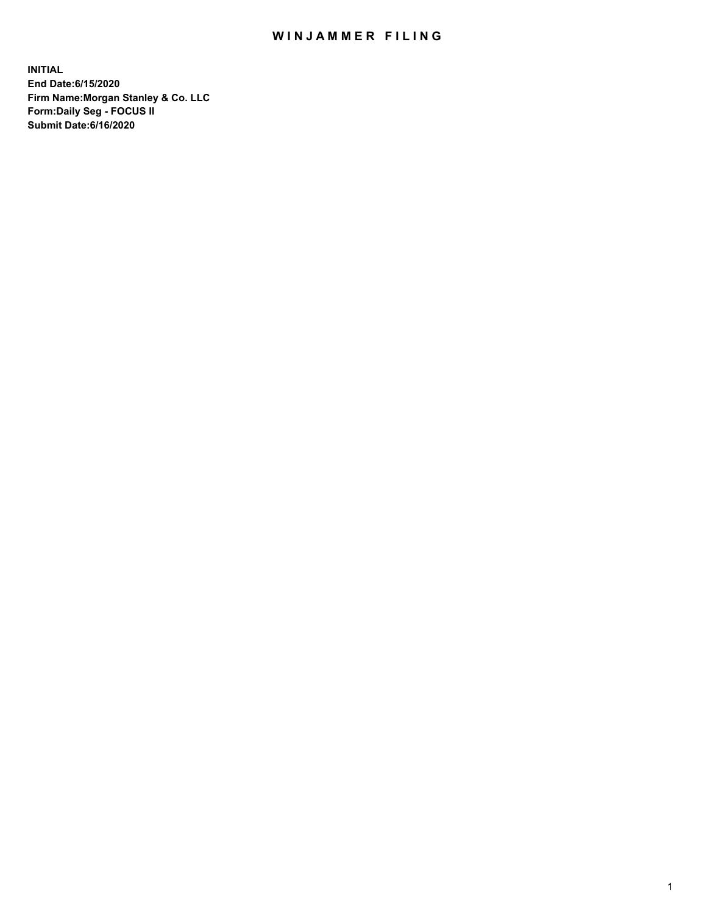# WINJAMMER FILING

**INITIAL**
**End Date:6/15/2020**
**Firm Name:Morgan Stanley & Co. LLC**
**Form:Daily Seg - FOCUS II**
**Submit Date:6/16/2020**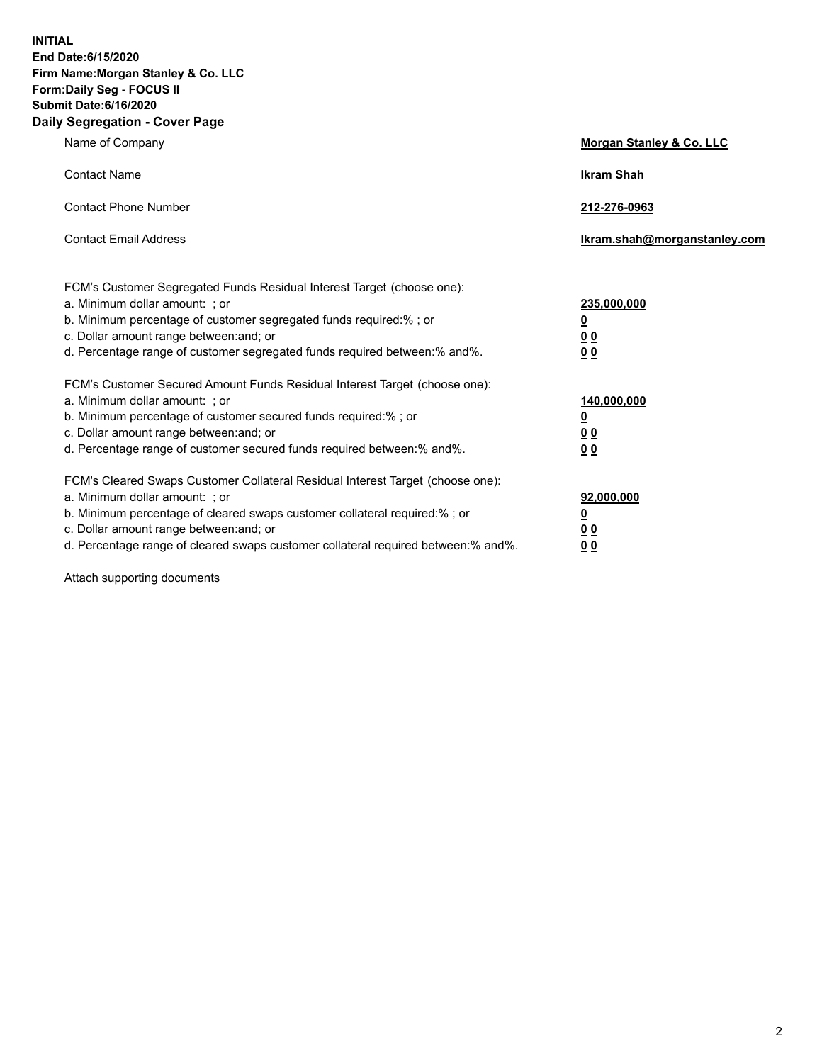**INITIAL**
**End Date:6/15/2020**
**Firm Name:Morgan Stanley & Co. LLC**
**Form:Daily Seg - FOCUS II**
**Submit Date:6/16/2020**

## Daily Segregation - Cover Page

| | |
|---|---|
| Name of Company | **Morgan Stanley & Co. LLC** |
| Contact Name | **Ikram Shah** |
| Contact Phone Number | **212-276-0963** |
| Contact Email Address | **Ikram.shah@morganstanley.com** |

| | |
|---|---|
| FCM's Customer Segregated Funds Residual Interest Target (choose one): | |
| a. Minimum dollar amount: ; or | **235,000,000** |
| b. Minimum percentage of customer segregated funds required:% ; or | **0** |
| c. Dollar amount range between:and; or | **0 0** |
| d. Percentage range of customer segregated funds required between:% and%. | **0 0** |
| FCM's Customer Secured Amount Funds Residual Interest Target (choose one): | |
| a. Minimum dollar amount: ; or | **140,000,000** |
| b. Minimum percentage of customer secured funds required:% ; or | **0** |
| c. Dollar amount range between:and; or | **0 0** |
| d. Percentage range of customer secured funds required between:% and%. | **0 0** |
| FCM's Cleared Swaps Customer Collateral Residual Interest Target (choose one): | |
| a. Minimum dollar amount: ; or | **92,000,000** |
| b. Minimum percentage of cleared swaps customer collateral required:% ; or | **0** |
| c. Dollar amount range between:and; or | **0 0** |
| d. Percentage range of cleared swaps customer collateral required between:% and%. | **0 0** |

Attach supporting documents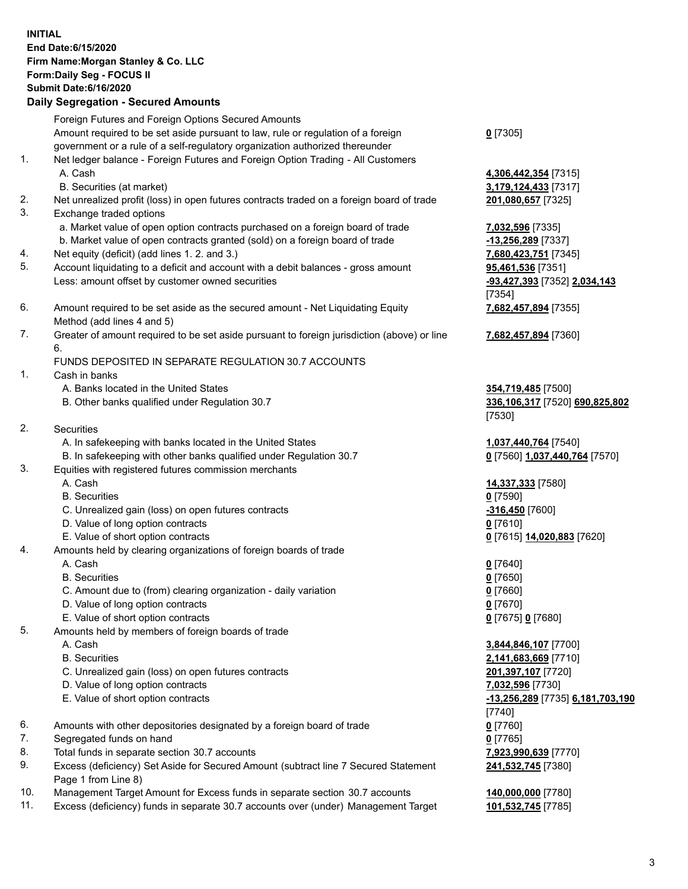**INITIAL**
**End Date:6/15/2020**
**Firm Name:Morgan Stanley & Co. LLC**
**Form:Daily Seg - FOCUS II**
**Submit Date:6/16/2020**

**Daily Segregation - Secured Amounts**

| | | |
|---|---|---|
| | Foreign Futures and Foreign Options Secured Amounts | |
| | Amount required to be set aside pursuant to law, rule or regulation of a foreign government or a rule of a self-regulatory organization authorized thereunder | **0** [7305] |
| 1. | Net ledger balance - Foreign Futures and Foreign Option Trading - All Customers | |
| | A. Cash | **4,306,442,354** [7315] |
| | B. Securities (at market) | **3,179,124,433** [7317] |
| 2. | Net unrealized profit (loss) in open futures contracts traded on a foreign board of trade | **201,080,657** [7325] |
| 3. | Exchange traded options | |
| | a. Market value of open option contracts purchased on a foreign board of trade | **7,032,596** [7335] |
| | b. Market value of open contracts granted (sold) on a foreign board of trade | **-13,256,289** [7337] |
| 4. | Net equity (deficit) (add lines 1. 2. and 3.) | **7,680,423,751** [7345] |
| 5. | Account liquidating to a deficit and account with a debit balances - gross amount | **95,461,536** [7351] |
| | Less: amount offset by customer owned securities | **-93,427,393** [7352] **2,034,143** [7354] |
| 6. | Amount required to be set aside as the secured amount - Net Liquidating Equity Method (add lines 4 and 5) | **7,682,457,894** [7355] |
| 7. | Greater of amount required to be set aside pursuant to foreign jurisdiction (above) or line 6. | **7,682,457,894** [7360] |
| | FUNDS DEPOSITED IN SEPARATE REGULATION 30.7 ACCOUNTS | |
| 1. | Cash in banks | |
| | A. Banks located in the United States | **354,719,485** [7500] |
| | B. Other banks qualified under Regulation 30.7 | **336,106,317** [7520] **690,825,802** [7530] |
| 2. | Securities | |
| | A. In safekeeping with banks located in the United States | **1,037,440,764** [7540] |
| | B. In safekeeping with other banks qualified under Regulation 30.7 | **0** [7560] **1,037,440,764** [7570] |
| 3. | Equities with registered futures commission merchants | |
| | A. Cash | **14,337,333** [7580] |
| | B. Securities | **0** [7590] |
| | C. Unrealized gain (loss) on open futures contracts | **-316,450** [7600] |
| | D. Value of long option contracts | **0** [7610] |
| | E. Value of short option contracts | **0** [7615] **14,020,883** [7620] |
| 4. | Amounts held by clearing organizations of foreign boards of trade | |
| | A. Cash | **0** [7640] |
| | B. Securities | **0** [7650] |
| | C. Amount due to (from) clearing organization - daily variation | **0** [7660] |
| | D. Value of long option contracts | **0** [7670] |
| | E. Value of short option contracts | **0** [7675] **0** [7680] |
| 5. | Amounts held by members of foreign boards of trade | |
| | A. Cash | **3,844,846,107** [7700] |
| | B. Securities | **2,141,683,669** [7710] |
| | C. Unrealized gain (loss) on open futures contracts | **201,397,107** [7720] |
| | D. Value of long option contracts | **7,032,596** [7730] |
| | E. Value of short option contracts | **-13,256,289** [7735] **6,181,703,190** [7740] |
| 6. | Amounts with other depositories designated by a foreign board of trade | **0** [7760] |
| 7. | Segregated funds on hand | **0** [7765] |
| 8. | Total funds in separate section 30.7 accounts | **7,923,990,639** [7770] |
| 9. | Excess (deficiency) Set Aside for Secured Amount (subtract line 7 Secured Statement Page 1 from Line 8) | **241,532,745** [7380] |
| 10. | Management Target Amount for Excess funds in separate section 30.7 accounts | **140,000,000** [7780] |
| 11. | Excess (deficiency) funds in separate 30.7 accounts over (under) Management Target | **101,532,745** [7785] |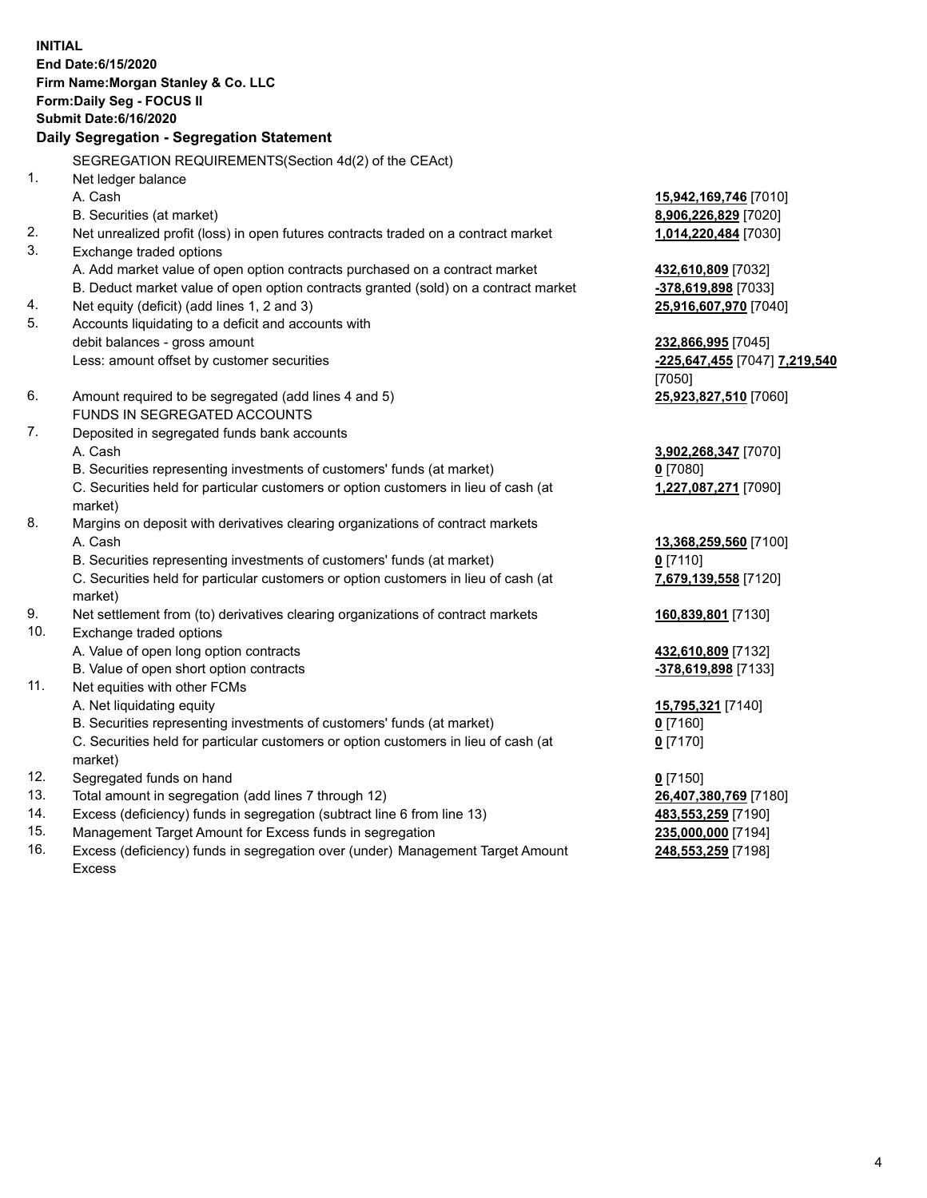**INITIAL**
**End Date:6/15/2020**
**Firm Name:Morgan Stanley & Co. LLC**
**Form:Daily Seg - FOCUS II**
**Submit Date:6/16/2020**

**Daily Segregation - Segregation Statement**

SEGREGATION REQUIREMENTS(Section 4d(2) of the CEAct)

| | | |
|---|---|---|
| 1. | Net ledger balance | |
| | A. Cash | 15,942,169,746 [7010] |
| | B. Securities (at market) | 8,906,226,829 [7020] |
| 2. | Net unrealized profit (loss) in open futures contracts traded on a contract market | 1,014,220,484 [7030] |
| 3. | Exchange traded options | |
| | A. Add market value of open option contracts purchased on a contract market | 432,610,809 [7032] |
| | B. Deduct market value of open option contracts granted (sold) on a contract market | -378,619,898 [7033] |
| 4. | Net equity (deficit) (add lines 1, 2 and 3) | 25,916,607,970 [7040] |
| 5. | Accounts liquidating to a deficit and accounts with debit balances - gross amount | 232,866,995 [7045] |
| | Less: amount offset by customer securities | -225,647,455 [7047] 7,219,540 [7050] |
| 6. | Amount required to be segregated (add lines 4 and 5) | 25,923,827,510 [7060] |
| | FUNDS IN SEGREGATED ACCOUNTS | |
| 7. | Deposited in segregated funds bank accounts | |
| | A. Cash | 3,902,268,347 [7070] |
| | B. Securities representing investments of customers' funds (at market) | 0 [7080] |
| | C. Securities held for particular customers or option customers in lieu of cash (at market) | 1,227,087,271 [7090] |
| 8. | Margins on deposit with derivatives clearing organizations of contract markets | |
| | A. Cash | 13,368,259,560 [7100] |
| | B. Securities representing investments of customers' funds (at market) | 0 [7110] |
| | C. Securities held for particular customers or option customers in lieu of cash (at market) | 7,679,139,558 [7120] |
| 9. | Net settlement from (to) derivatives clearing organizations of contract markets | 160,839,801 [7130] |
| 10. | Exchange traded options | |
| | A. Value of open long option contracts | 432,610,809 [7132] |
| | B. Value of open short option contracts | -378,619,898 [7133] |
| 11. | Net equities with other FCMs | |
| | A. Net liquidating equity | 15,795,321 [7140] |
| | B. Securities representing investments of customers' funds (at market) | 0 [7160] |
| | C. Securities held for particular customers or option customers in lieu of cash (at market) | 0 [7170] |
| 12. | Segregated funds on hand | 0 [7150] |
| 13. | Total amount in segregation (add lines 7 through 12) | 26,407,380,769 [7180] |
| 14. | Excess (deficiency) funds in segregation (subtract line 6 from line 13) | 483,553,259 [7190] |
| 15. | Management Target Amount for Excess funds in segregation | 235,000,000 [7194] |
| 16. | Excess (deficiency) funds in segregation over (under) Management Target Amount Excess | 248,553,259 [7198] |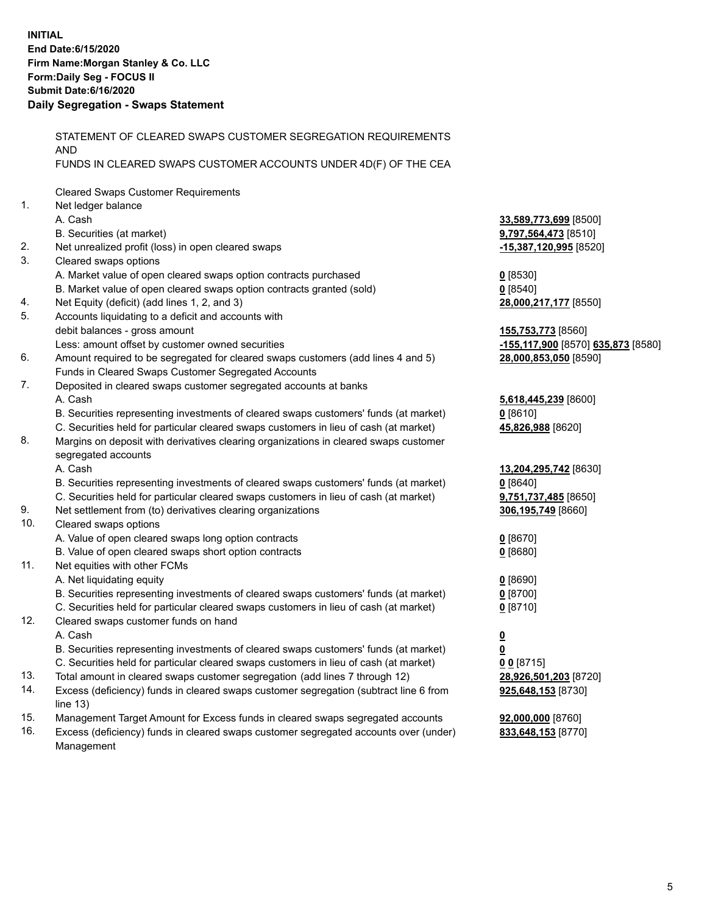**INITIAL**
**End Date:6/15/2020**
**Firm Name:Morgan Stanley & Co. LLC**
**Form:Daily Seg - FOCUS II**
**Submit Date:6/16/2020**
**Daily Segregation - Swaps Statement**

STATEMENT OF CLEARED SWAPS CUSTOMER SEGREGATION REQUIREMENTS AND
FUNDS IN CLEARED SWAPS CUSTOMER ACCOUNTS UNDER 4D(F) OF THE CEA

| | | |
|---|---|---|
| | Cleared Swaps Customer Requirements | |
| 1. | Net ledger balance | |
| | A. Cash | **33,589,773,699** [8500] |
| | B. Securities (at market) | **9,797,564,473** [8510] |
| 2. | Net unrealized profit (loss) in open cleared swaps | **-15,387,120,995** [8520] |
| 3. | Cleared swaps options | |
| | A. Market value of open cleared swaps option contracts purchased | **0** [8530] |
| | B. Market value of open cleared swaps option contracts granted (sold) | **0** [8540] |
| 4. | Net Equity (deficit) (add lines 1, 2, and 3) | **28,000,217,177** [8550] |
| 5. | Accounts liquidating to a deficit and accounts with debit balances - gross amount | **155,753,773** [8560] |
| | Less: amount offset by customer owned securities | **-155,117,900** [8570] **635,873** [8580] |
| 6. | Amount required to be segregated for cleared swaps customers (add lines 4 and 5) | **28,000,853,050** [8590] |
| | Funds in Cleared Swaps Customer Segregated Accounts | |
| 7. | Deposited in cleared swaps customer segregated accounts at banks | |
| | A. Cash | **5,618,445,239** [8600] |
| | B. Securities representing investments of cleared swaps customers' funds (at market) | **0** [8610] |
| | C. Securities held for particular cleared swaps customers in lieu of cash (at market) | **45,826,988** [8620] |
| 8. | Margins on deposit with derivatives clearing organizations in cleared swaps customer segregated accounts | |
| | A. Cash | **13,204,295,742** [8630] |
| | B. Securities representing investments of cleared swaps customers' funds (at market) | **0** [8640] |
| | C. Securities held for particular cleared swaps customers in lieu of cash (at market) | **9,751,737,485** [8650] |
| 9. | Net settlement from (to) derivatives clearing organizations | **306,195,749** [8660] |
| 10. | Cleared swaps options | |
| | A. Value of open cleared swaps long option contracts | **0** [8670] |
| | B. Value of open cleared swaps short option contracts | **0** [8680] |
| 11. | Net equities with other FCMs | |
| | A. Net liquidating equity | **0** [8690] |
| | B. Securities representing investments of cleared swaps customers' funds (at market) | **0** [8700] |
| | C. Securities held for particular cleared swaps customers in lieu of cash (at market) | **0** [8710] |
| 12. | Cleared swaps customer funds on hand | |
| | A. Cash | **0** |
| | B. Securities representing investments of cleared swaps customers' funds (at market) | **0** |
| | C. Securities held for particular cleared swaps customers in lieu of cash (at market) | **0** **0** [8715] |
| 13. | Total amount in cleared swaps customer segregation (add lines 7 through 12) | **28,926,501,203** [8720] |
| 14. | Excess (deficiency) funds in cleared swaps customer segregation (subtract line 6 from line 13) | **925,648,153** [8730] |
| 15. | Management Target Amount for Excess funds in cleared swaps segregated accounts | **92,000,000** [8760] |
| 16. | Excess (deficiency) funds in cleared swaps customer segregated accounts over (under) Management | **833,648,153** [8770] |